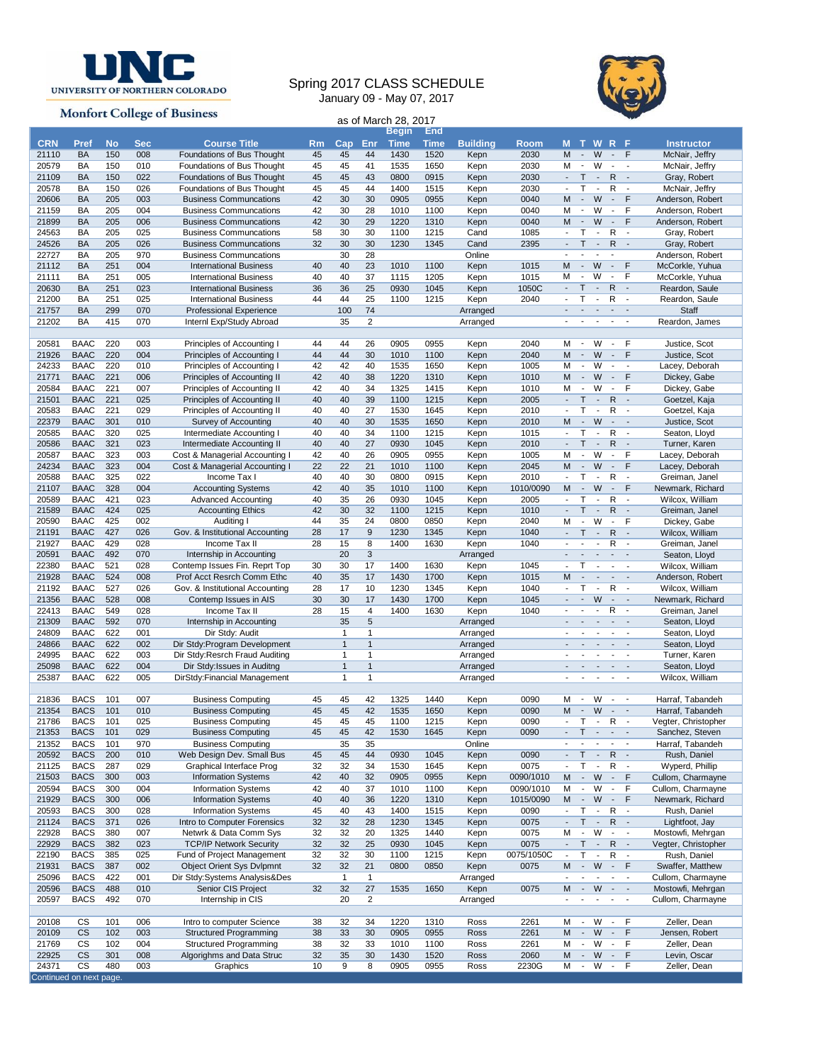UNIVERSITY OF NORTHERN COLORADO

Monfort College of Business

# Spring 2017 CLASS SCHEDULE

January 09 - May 07, 2017

as of March 28, 2017

| CRN | Pref | No | Sec | Course Title | Rm | Cap | Enr | Begin Time | End Time | Building | Room | M | T | W | R | F | Instructor |
|---|---|---|---|---|---|---|---|---|---|---|---|---|---|---|---|---|---|
| 21110 | BA | 150 | 008 | Foundations of Bus Thought | 45 | 45 | 44 | 1430 | 1520 | Kepn | 2030 | M | - | W | - | F | McNair, Jeffry |
| 20579 | BA | 150 | 010 | Foundations of Bus Thought | 45 | 45 | 41 | 1535 | 1650 | Kepn | 2030 | M | - | W | - | - | McNair, Jeffry |
| 21109 | BA | 150 | 022 | Foundations of Bus Thought | 45 | 45 | 43 | 0800 | 0915 | Kepn | 2030 | - | T | - | R | - | Gray, Robert |
| 20578 | BA | 150 | 026 | Foundations of Bus Thought | 45 | 45 | 44 | 1400 | 1515 | Kepn | 2030 | - | T | - | R | - | McNair, Jeffry |
| 20606 | BA | 205 | 003 | Business Communcations | 42 | 30 | 30 | 0905 | 0955 | Kepn | 0040 | M | - | W | - | F | Anderson, Robert |
| 21159 | BA | 205 | 004 | Business Communcations | 42 | 30 | 28 | 1010 | 1100 | Kepn | 0040 | M | - | W | - | F | Anderson, Robert |
| 21899 | BA | 205 | 006 | Business Communcations | 42 | 30 | 29 | 1220 | 1310 | Kepn | 0040 | M | - | W | - | F | Anderson, Robert |
| 24563 | BA | 205 | 025 | Business Communcations | 58 | 30 | 30 | 1100 | 1215 | Cand | 1085 | - | T | - | R | - | Gray, Robert |
| 24526 | BA | 205 | 026 | Business Communcations | 32 | 30 | 30 | 1230 | 1345 | Cand | 2395 | - | T | - | R | - | Gray, Robert |
| 22727 | BA | 205 | 970 | Business Communcations | | 30 | 28 | | | Online | | - | - | - | - | | Anderson, Robert |
| 21112 | BA | 251 | 004 | International Business | 40 | 40 | 23 | 1010 | 1100 | Kepn | 1015 | M | - | W | - | F | McCorkle, Yuhua |
| 21111 | BA | 251 | 005 | International Business | 40 | 40 | 37 | 1115 | 1205 | Kepn | 1015 | M | - | W | - | F | McCorkle, Yuhua |
| 20630 | BA | 251 | 023 | International Business | 36 | 36 | 25 | 0930 | 1045 | Kepn | 1050C | - | T | - | R | - | Reardon, Saule |
| 21200 | BA | 251 | 025 | International Business | 44 | 44 | 25 | 1100 | 1215 | Kepn | 2040 | - | T | - | R | - | Reardon, Saule |
| 21757 | BA | 299 | 070 | Professional Experience | | 100 | 74 | | | Arranged | | - | - | - | - | - | Staff |
| 21202 | BA | 415 | 070 | Internl Exp/Study Abroad | | 35 | 2 | | | Arranged | | - | - | - | - | - | Reardon, James |
| | | | | | | | | | | | | | | | | | |
| 20581 | BAAC | 220 | 003 | Principles of Accounting I | 44 | 44 | 26 | 0905 | 0955 | Kepn | 2040 | M | - | W | - | F | Justice, Scot |
| 21926 | BAAC | 220 | 004 | Principles of Accounting I | 44 | 44 | 30 | 1010 | 1100 | Kepn | 2040 | M | - | W | - | F | Justice, Scot |
| 24233 | BAAC | 220 | 010 | Principles of Accounting I | 42 | 42 | 40 | 1535 | 1650 | Kepn | 1005 | M | - | W | - | - | Lacey, Deborah |
| 21771 | BAAC | 221 | 006 | Principles of Accounting II | 42 | 40 | 38 | 1220 | 1310 | Kepn | 1010 | M | - | W | - | F | Dickey, Gabe |
| 20584 | BAAC | 221 | 007 | Principles of Accounting II | 42 | 40 | 34 | 1325 | 1415 | Kepn | 1010 | M | - | W | - | F | Dickey, Gabe |
| 21501 | BAAC | 221 | 025 | Principles of Accounting II | 40 | 40 | 39 | 1100 | 1215 | Kepn | 2005 | - | T | - | R | - | Goetzel, Kaja |
| 20583 | BAAC | 221 | 029 | Principles of Accounting II | 40 | 40 | 27 | 1530 | 1645 | Kepn | 2010 | - | T | - | R | - | Goetzel, Kaja |
| 22379 | BAAC | 301 | 010 | Survey of Accounting | 40 | 40 | 40 | 1535 | 1650 | Kepn | 2010 | M | - | W | - | - | Justice, Scot |
| 20585 | BAAC | 320 | 025 | Intermediate Accounting I | 40 | 40 | 34 | 1100 | 1215 | Kepn | 1015 | - | T | - | R | - | Seaton, Lloyd |
| 20586 | BAAC | 321 | 023 | Intermediate Accounting II | 40 | 40 | 27 | 0930 | 1045 | Kepn | 2010 | - | T | - | R | - | Turner, Karen |
| 20587 | BAAC | 323 | 003 | Cost & Managerial Accounting I | 42 | 40 | 26 | 0905 | 0955 | Kepn | 1005 | M | - | W | - | F | Lacey, Deborah |
| 24234 | BAAC | 323 | 004 | Cost & Managerial Accounting I | 22 | 22 | 21 | 1010 | 1100 | Kepn | 2045 | M | - | W | - | F | Lacey, Deborah |
| 20588 | BAAC | 325 | 022 | Income Tax I | 40 | 40 | 30 | 0800 | 0915 | Kepn | 2010 | - | T | - | R | - | Greiman, Janel |
| 21107 | BAAC | 328 | 004 | Accounting Systems | 42 | 40 | 35 | 1010 | 1100 | Kepn | 1010/0090 | M | - | W | - | F | Newmark, Richard |
| 20589 | BAAC | 421 | 023 | Advanced Accounting | 40 | 35 | 26 | 0930 | 1045 | Kepn | 2005 | - | T | - | R | - | Wilcox, William |
| 21589 | BAAC | 424 | 025 | Accounting Ethics | 42 | 30 | 32 | 1100 | 1215 | Kepn | 1010 | - | T | - | R | - | Greiman, Janel |
| 20590 | BAAC | 425 | 002 | Auditing I | 44 | 35 | 24 | 0800 | 0850 | Kepn | 2040 | M | - | W | - | F | Dickey, Gabe |
| 21191 | BAAC | 427 | 026 | Gov. & Institutional Accounting | 28 | 17 | 9 | 1230 | 1345 | Kepn | 1040 | - | T | - | R | - | Wilcox, William |
| 21927 | BAAC | 429 | 028 | Income Tax II | 28 | 15 | 8 | 1400 | 1630 | Kepn | 1040 | - | - | - | R | - | Greiman, Janel |
| 20591 | BAAC | 492 | 070 | Internship in Accounting | | 20 | 3 | | | Arranged | | - | - | - | - | - | Seaton, Lloyd |
| 22380 | BAAC | 521 | 028 | Contemp Issues Fin. Reprt Top | 30 | 30 | 17 | 1400 | 1630 | Kepn | 1045 | - | T | - | - | - | Wilcox, William |
| 21928 | BAAC | 524 | 008 | Prof Acct Resrch Comm Ethc | 40 | 35 | 17 | 1430 | 1700 | Kepn | 1015 | M | - | - | - | - | Anderson, Robert |
| 21192 | BAAC | 527 | 026 | Gov. & Institutional Accounting | 28 | 17 | 10 | 1230 | 1345 | Kepn | 1040 | - | T | - | R | - | Wilcox, William |
| 21356 | BAAC | 528 | 008 | Contemp Issues in AIS | 30 | 30 | 17 | 1430 | 1700 | Kepn | 1045 | - | - | W | - | - | Newmark, Richard |
| 22413 | BAAC | 549 | 028 | Income Tax II | 28 | 15 | 4 | 1400 | 1630 | Kepn | 1040 | - | - | - | R | - | Greiman, Janel |
| 21309 | BAAC | 592 | 070 | Internship in Accounting | | 35 | 5 | | | Arranged | | - | - | - | - | - | Seaton, Lloyd |
| 24809 | BAAC | 622 | 001 | Dir Stdy: Audit | | 1 | 1 | | | Arranged | | - | - | - | - | - | Seaton, Lloyd |
| 24866 | BAAC | 622 | 002 | Dir Stdy:Program Development | | 1 | 1 | | | Arranged | | - | - | - | - | - | Seaton, Lloyd |
| 24995 | BAAC | 622 | 003 | Dir Stdy:Resrch Fraud Auditing | | 1 | 1 | | | Arranged | | - | - | - | - | - | Turner, Karen |
| 25098 | BAAC | 622 | 004 | Dir Stdy:Issues in Auditng | | 1 | 1 | | | Arranged | | - | - | - | - | - | Seaton, Lloyd |
| 25387 | BAAC | 622 | 005 | DirStdy:Financial Management | | 1 | 1 | | | Arranged | | - | - | - | - | - | Wilcox, William |
| | | | | | | | | | | | | | | | | | |
| 21836 | BACS | 101 | 007 | Business Computing | 45 | 45 | 42 | 1325 | 1440 | Kepn | 0090 | M | - | W | - | - | Harraf, Tabandeh |
| 21354 | BACS | 101 | 010 | Business Computing | 45 | 45 | 42 | 1535 | 1650 | Kepn | 0090 | M | - | W | - | - | Harraf, Tabandeh |
| 21786 | BACS | 101 | 025 | Business Computing | 45 | 45 | 45 | 1100 | 1215 | Kepn | 0090 | - | T | - | R | - | Vegter, Christopher |
| 21353 | BACS | 101 | 029 | Business Computing | 45 | 45 | 42 | 1530 | 1645 | Kepn | 0090 | - | T | - | - | - | Sanchez, Steven |
| 21352 | BACS | 101 | 970 | Business Computing | | 35 | 35 | | | Online | | - | - | - | - | - | Harraf, Tabandeh |
| 20592 | BACS | 200 | 010 | Web Design Dev. Small Bus | 45 | 45 | 44 | 0930 | 1045 | Kepn | 0090 | - | T | - | R | - | Rush, Daniel |
| 21125 | BACS | 287 | 029 | Graphical Interface Prog | 32 | 32 | 34 | 1530 | 1645 | Kepn | 0075 | - | T | - | R | - | Wyperd, Phillip |
| 21503 | BACS | 300 | 003 | Information Systems | 42 | 40 | 32 | 0905 | 0955 | Kepn | 0090/1010 | M | - | W | - | F | Cullom, Charmayne |
| 20594 | BACS | 300 | 004 | Information Systems | 42 | 40 | 37 | 1010 | 1100 | Kepn | 0090/1010 | M | - | W | - | F | Cullom, Charmayne |
| 21929 | BACS | 300 | 006 | Information Systems | 40 | 40 | 36 | 1220 | 1310 | Kepn | 1015/0090 | M | - | W | - | F | Newmark, Richard |
| 20593 | BACS | 300 | 028 | Information Systems | 45 | 40 | 43 | 1400 | 1515 | Kepn | 0090 | - | T | - | R | - | Rush, Daniel |
| 21124 | BACS | 371 | 026 | Intro to Computer Forensics | 32 | 32 | 28 | 1230 | 1345 | Kepn | 0075 | - | T | - | R | - | Lightfoot, Jay |
| 22928 | BACS | 380 | 007 | Netwrk & Data Comm Sys | 32 | 32 | 20 | 1325 | 1440 | Kepn | 0075 | M | - | W | - | - | Mostowfi, Mehrgan |
| 22929 | BACS | 382 | 023 | TCP/IP Network Security | 32 | 32 | 25 | 0930 | 1045 | Kepn | 0075 | - | T | - | R | - | Vegter, Christopher |
| 22190 | BACS | 385 | 025 | Fund of Project Management | 32 | 32 | 30 | 1100 | 1215 | Kepn | 0075/1050C | - | T | - | R | - | Rush, Daniel |
| 21931 | BACS | 387 | 002 | Object Orient Sys Dvlpmnt | 32 | 32 | 21 | 0800 | 0850 | Kepn | 0075 | M | - | W | - | F | Swaffer, Matthew |
| 25096 | BACS | 422 | 001 | Dir Stdy:Systems Analysis&Des | | 1 | 1 | | | Arranged | | - | - | - | - | - | Cullom, Charmayne |
| 20596 | BACS | 488 | 010 | Senior CIS Project | 32 | 32 | 27 | 1535 | 1650 | Kepn | 0075 | M | - | W | - | - | Mostowfi, Mehrgan |
| 20597 | BACS | 492 | 070 | Internship in CIS | | 20 | 2 | | | Arranged | | - | - | - | - | - | Cullom, Charmayne |
| | | | | | | | | | | | | | | | | | |
| 20108 | CS | 101 | 006 | Intro to computer Science | 38 | 32 | 34 | 1220 | 1310 | Ross | 2261 | M | - | W | - | F | Zeller, Dean |
| 20109 | CS | 102 | 003 | Structured Programming | 38 | 33 | 30 | 0905 | 0955 | Ross | 2261 | M | - | W | - | F | Jensen, Robert |
| 21769 | CS | 102 | 004 | Structured Programming | 38 | 32 | 33 | 1010 | 1100 | Ross | 2261 | M | - | W | - | F | Zeller, Dean |
| 22925 | CS | 301 | 008 | Algorighms and Data Struc | 32 | 35 | 30 | 1430 | 1520 | Ross | 2060 | M | - | W | - | F | Levin, Oscar |
| 24371 | CS | 480 | 003 | Graphics | 10 | 9 | 8 | 0905 | 0955 | Ross | 2230G | M | - | W | - | F | Zeller, Dean |

Continued on next page.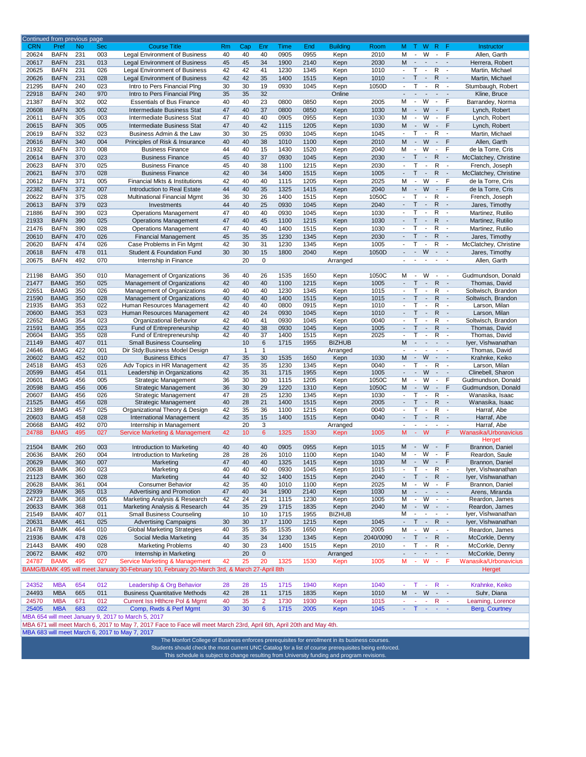Continued from previous page

| CRN | Pref | No | Sec | Course Title | Rm | Cap | Enr | Time | End | Building | Room | M | T | W | R | F | Instructor |
|---|---|---|---|---|---|---|---|---|---|---|---|---|---|---|---|---|---|
| 20624 | BAFN | 231 | 003 | Legal Environment of Business | 40 | 40 | 40 | 0905 | 0955 | Kepn | 2010 | M | - | W | - | F | Allen, Garth |
| 20617 | BAFN | 231 | 013 | Legal Environment of Business | 45 | 45 | 34 | 1900 | 2140 | Kepn | 2030 | M | - | - | - | - | Herrera, Robert |
| 20625 | BAFN | 231 | 026 | Legal Environment of Business | 42 | 42 | 41 | 1230 | 1345 | Kepn | 1010 | - | T | - | R | - | Martin, Michael |
| 20626 | BAFN | 231 | 028 | Legal Environment of Business | 42 | 42 | 35 | 1400 | 1515 | Kepn | 1010 | - | T | - | R | - | Martin, Michael |
| 21295 | BAFN | 240 | 023 | Intro to Pers Financial Plng | 30 | 30 | 19 | 0930 | 1045 | Kepn | 1050D | - | T | - | R | - | Stumbaugh, Robert |
| 22918 | BAFN | 240 | 970 | Intro to Pers Financial Plng | 35 | 35 | 32 | | | Online | | - | - | - | - | - | Kline, Bruce |
| 21387 | BAFN | 302 | 002 | Essentials of Bus Finance | 40 | 40 | 23 | 0800 | 0850 | Kepn | 2005 | M | - | W | - | F | Barrandey, Norma |
| 20608 | BAFN | 305 | 002 | Intermediate Business Stat | 47 | 40 | 37 | 0800 | 0850 | Kepn | 1030 | M | - | W | - | F | Lynch, Robert |
| 20611 | BAFN | 305 | 003 | Intermediate Business Stat | 47 | 40 | 40 | 0905 | 0955 | Kepn | 1030 | M | - | W | - | F | Lynch, Robert |
| 20615 | BAFN | 305 | 005 | Intermediate Business Stat | 47 | 40 | 42 | 1115 | 1205 | Kepn | 1030 | M | - | W | - | F | Lynch, Robert |
| 20619 | BAFN | 332 | 023 | Business Admin & the Law | 30 | 30 | 25 | 0930 | 1045 | Kepn | 1045 | - | T | - | R | - | Martin, Michael |
| 20616 | BAFN | 340 | 004 | Principles of Risk & Insurance | 40 | 40 | 38 | 1010 | 1100 | Kepn | 2010 | M | - | W | - | F | Allen, Garth |
| 21932 | BAFN | 370 | 008 | Business Finance | 44 | 40 | 15 | 1430 | 1520 | Kepn | 2040 | M | - | W | - | F | de la Torre, Cris |
| 20614 | BAFN | 370 | 023 | Business Finance | 45 | 40 | 37 | 0930 | 1045 | Kepn | 2030 | - | T | - | R | - | McClatchey, Christine |
| 20623 | BAFN | 370 | 025 | Business Finance | 45 | 40 | 38 | 1100 | 1215 | Kepn | 2030 | - | T | - | R | - | French, Joseph |
| 20621 | BAFN | 370 | 028 | Business Finance | 42 | 40 | 34 | 1400 | 1515 | Kepn | 1005 | - | T | - | R | - | McClatchey, Christine |
| 20612 | BAFN | 371 | 005 | Financial Mkts & Institutions | 42 | 40 | 40 | 1115 | 1205 | Kepn | 2025 | M | - | W | - | F | de la Torre, Cris |
| 22382 | BAFN | 372 | 007 | Introduction to Real Estate | 44 | 40 | 35 | 1325 | 1415 | Kepn | 2040 | M | - | W | - | F | de la Torre, Cris |
| 20622 | BAFN | 375 | 028 | Multinational Financial Mgmt | 36 | 30 | 26 | 1400 | 1515 | Kepn | 1050C | - | T | - | R | - | French, Joseph |
| 20613 | BAFN | 379 | 023 | Investments | 44 | 40 | 25 | 0930 | 1045 | Kepn | 2040 | - | T | - | R | - | Jares, Timothy |
| 21886 | BAFN | 390 | 023 | Operations Management | 47 | 40 | 40 | 0930 | 1045 | Kepn | 1030 | - | T | - | R | - | Martinez, Rutilio |
| 21933 | BAFN | 390 | 025 | Operations Management | 47 | 40 | 45 | 1100 | 1215 | Kepn | 1030 | - | T | - | R | - | Martinez, Rutilio |
| 21476 | BAFN | 390 | 028 | Operations Management | 47 | 40 | 40 | 1400 | 1515 | Kepn | 1030 | - | T | - | R | - | Martinez, Rutilio |
| 20610 | BAFN | 470 | 026 | Financial Management | 45 | 35 | 35 | 1230 | 1345 | Kepn | 2030 | - | T | - | R | - | Jares, Timothy |
| 20620 | BAFN | 474 | 026 | Case Problems in Fin Mgmt | 42 | 30 | 31 | 1230 | 1345 | Kepn | 1005 | - | T | - | R | - | McClatchey, Christine |
| 20618 | BAFN | 478 | 011 | Student & Foundation Fund | 30 | 30 | 15 | 1800 | 2040 | Kepn | 1050D | - | - | W | - | - | Jares, Timothy |
| 20675 | BAFN | 492 | 070 | Internship in Finance | | 20 | 0 | | | Arranged | | - | - | - | - | - | Allen, Garth |
| | | | | | | | | | | | | | | | | | |
| 21198 | BAMG | 350 | 010 | Management of Organizations | 36 | 40 | 26 | 1535 | 1650 | Kepn | 1050C | M | - | W | - | - | Gudmundson, Donald |
| 21477 | BAMG | 350 | 025 | Management of Organizations | 42 | 40 | 40 | 1100 | 1215 | Kepn | 1005 | - | T | - | R | - | Thomas, David |
| 22651 | BAMG | 350 | 026 | Management of Organizations | 40 | 40 | 40 | 1230 | 1345 | Kepn | 1015 | - | T | - | R | - | Soltwisch, Brandon |
| 21590 | BAMG | 350 | 028 | Management of Organizations | 40 | 40 | 40 | 1400 | 1515 | Kepn | 1015 | - | T | - | R | - | Soltwisch, Brandon |
| 21935 | BAMG | 353 | 022 | Human Resources Management | 42 | 40 | 40 | 0800 | 0915 | Kepn | 1010 | - | T | - | R | - | Larson, Milan |
| 20600 | BAMG | 353 | 023 | Human Resources Management | 42 | 40 | 24 | 0930 | 1045 | Kepn | 1010 | - | T | - | R | - | Larson, Milan |
| 22652 | BAMG | 354 | 023 | Organizational Behavior | 42 | 40 | 41 | 0930 | 1045 | Kepn | 0040 | - | T | - | R | - | Soltwisch, Brandon |
| 21591 | BAMG | 355 | 023 | Fund of Entrepreneurship | 42 | 40 | 38 | 0930 | 1045 | Kepn | 1005 | - | T | - | R | - | Thomas, David |
| 20604 | BAMG | 355 | 028 | Fund of Entrepreneurship | 42 | 40 | 37 | 1400 | 1515 | Kepn | 2025 | - | T | - | R | - | Thomas, David |
| 21149 | BAMG | 407 | 011 | Small Business Counseling | | 10 | 6 | 1715 | 1955 | BIZHUB | | M | - | - | - | - | Iyer, Vishwanathan |
| 24646 | BAMG | 422 | 001 | Dir Stdy:Business Model Design | | 1 | 1 | | | Arranged | | - | - | - | - | - | Thomas, David |
| 20602 | BAMG | 452 | 010 | Business Ethics | 47 | 35 | 30 | 1535 | 1650 | Kepn | 1030 | M | - | W | - | - | Krahnke, Keiko |
| 24518 | BAMG | 453 | 026 | Adv Topics in HR Management | 42 | 35 | 35 | 1230 | 1345 | Kepn | 0040 | - | T | - | R | - | Larson, Milan |
| 20599 | BAMG | 454 | 011 | Leadership in Organizations | 42 | 35 | 31 | 1715 | 1955 | Kepn | 1005 | - | - | W | - | - | Clinebell, Sharon |
| 20601 | BAMG | 456 | 005 | Strategic Management | 36 | 30 | 30 | 1115 | 1205 | Kepn | 1050C | M | - | W | - | F | Gudmundson, Donald |
| 20598 | BAMG | 456 | 006 | Strategic Management | 36 | 30 | 29 | 1220 | 1310 | Kepn | 1050C | M | - | W | - | F | Gudmundson, Donald |
| 20607 | BAMG | 456 | 026 | Strategic Management | 47 | 28 | 25 | 1230 | 1345 | Kepn | 1030 | - | T | - | R | - | Wanasika, Isaac |
| 21525 | BAMG | 456 | 028 | Strategic Management | 40 | 28 | 21 | 1400 | 1515 | Kepn | 2005 | - | T | - | R | - | Wanasika, Isaac |
| 21389 | BAMG | 457 | 025 | Organizational Theory & Design | 42 | 35 | 36 | 1100 | 1215 | Kepn | 0040 | - | T | - | R | - | Harraf, Abe |
| 20603 | BAMG | 458 | 028 | International Management | 42 | 35 | 15 | 1400 | 1515 | Kepn | 0040 | - | T | - | R | - | Harraf, Abe |
| 20668 | BAMG | 492 | 070 | Internship in Management | | 20 | 3 | | | Arranged | | - | - | - | - | - | Harraf, Abe |
| 24788 | BAMG | 495 | 027 | Service Marketing & Management | 42 | 10 | 6 | 1325 | 1530 | Kepn | 1005 | M | - | W | | F | Wanasika/Urbonavicius Herget |
| | | | | | | | | | | | | | | | | | |
| 21504 | BAMK | 260 | 003 | Introduction to Marketing | 40 | 40 | 40 | 0905 | 0955 | Kepn | 1015 | M | - | W | - | F | Brannon, Daniel |
| 20636 | BAMK | 260 | 004 | Introduction to Marketing | 28 | 28 | 28 | 1010 | 1100 | Kepn | 1040 | M | - | W | - | F | Reardon, Saule |
| 20629 | BAMK | 360 | 007 | Marketing | 47 | 40 | 40 | 1325 | 1415 | Kepn | 1030 | M | - | W | - | F | Brannon, Daniel |
| 20638 | BAMK | 360 | 023 | Marketing | 40 | 40 | 40 | 0930 | 1045 | Kepn | 1015 | - | T | - | R | - | Iyer, Vishwanathan |
| 21123 | BAMK | 360 | 028 | Marketing | 44 | 40 | 32 | 1400 | 1515 | Kepn | 2040 | - | T | - | R | - | Iyer, Vishwanathan |
| 20628 | BAMK | 361 | 004 | Consumer Behavior | 42 | 35 | 40 | 1010 | 1100 | Kepn | 2025 | M | - | W | - | F | Brannon, Daniel |
| 22939 | BAMK | 365 | 013 | Advertising and Promotion | 47 | 40 | 34 | 1900 | 2140 | Kepn | 1030 | M | - | - | - | - | Arens, Miranda |
| 24723 | BAMK | 368 | 005 | Marketing Analysis & Research | 42 | 24 | 21 | 1115 | 1230 | Kepn | 1005 | M | - | W | - | - | Reardon, James |
| 20633 | BAMK | 368 | 011 | Marketing Analysis & Research | 44 | 35 | 29 | 1715 | 1835 | Kepn | 2040 | M | - | W | - | - | Reardon, James |
| 21549 | BAMK | 407 | 011 | Small Business Counseling | | 10 | 10 | 1715 | 1955 | BIZHUB | | M | - | - | - | - | Iyer, Vishwanathan |
| 20631 | BAMK | 461 | 025 | Advertising Campaigns | 30 | 30 | 17 | 1100 | 1215 | Kepn | 1045 | - | T | - | R | - | Iyer, Vishwanathan |
| 21478 | BAMK | 464 | 010 | Global Marketing Strategies | 40 | 35 | 35 | 1535 | 1650 | Kepn | 2005 | M | - | W | - | - | Reardon, James |
| 21936 | BAMK | 478 | 026 | Social Media Marketing | 44 | 35 | 34 | 1230 | 1345 | Kepn | 2040/0090 | - | T | - | R | - | McCorkle, Denny |
| 21443 | BAMK | 490 | 028 | Marketing Problems | 40 | 30 | 23 | 1400 | 1515 | Kepn | 2010 | - | T | - | R | - | McCorkle, Denny |
| 20672 | BAMK | 492 | 070 | Internship in Marketing | | 20 | 0 | | | Arranged | | - | - | - | - | - | McCorkle, Denny |
| 24787 | BAMK | 495 | 027 | Service Marketing & Management | 42 | 25 | 20 | 1325 | 1530 | Kepn | 1005 | M | - | W | - | F | Wanasika/Urbonavicius Herget |

BAMG/BAMK 495 will meet January 30-February 10, February 20-March 3rd, & March 27-April 8th

| CRN | Pref | No | Sec | Course Title | Rm | Cap | Enr | Time | End | Building | Room | M | T | W | R | F | Instructor |
|---|---|---|---|---|---|---|---|---|---|---|---|---|---|---|---|---|---|
| 24352 | MBA | 654 | 012 | Leadership & Org Behavior | 28 | 28 | 15 | 1715 | 1940 | Kepn | 1040 | - | T | - | R | - | Krahnke, Keiko |
| 24493 | MBA | 665 | 011 | Business Quantitative Methods | 42 | 28 | 11 | 1715 | 1835 | Kepn | 1010 | M | - | W | - | - | Suhr, Diana |
| 24570 | MBA | 671 | 012 | Current Iss Hlthcre Pol & Mgmt | 40 | 35 | 2 | 1730 | 1930 | Kepn | 1015 | - | - | - | R | - | Leaming, Lorence |
| 25405 | MBA | 683 | 022 | Comp, Rwds & Perf Mgmt | 30 | 30 | 6 | 1715 | 2005 | Kepn | 1045 | - | T | - | - | - | Berg, Courtney |

MBA 654 will meet January 9, 2017 to March 5, 2017

MBA 671 will meet March 6, 2017 to May 7, 2017 Face to Face will meet March 23rd, April 6th, April 20th and May 4th.

MBA 683 will meet March 6, 2017 to May 7, 2017

The Monfort College of Business enforces prerequisites for enrollment in its business courses.
Students should check the most current UNC Catalog for a list of course prerequisites being enforced.
This schedule is subject to change resulting from University funding and program revisions.